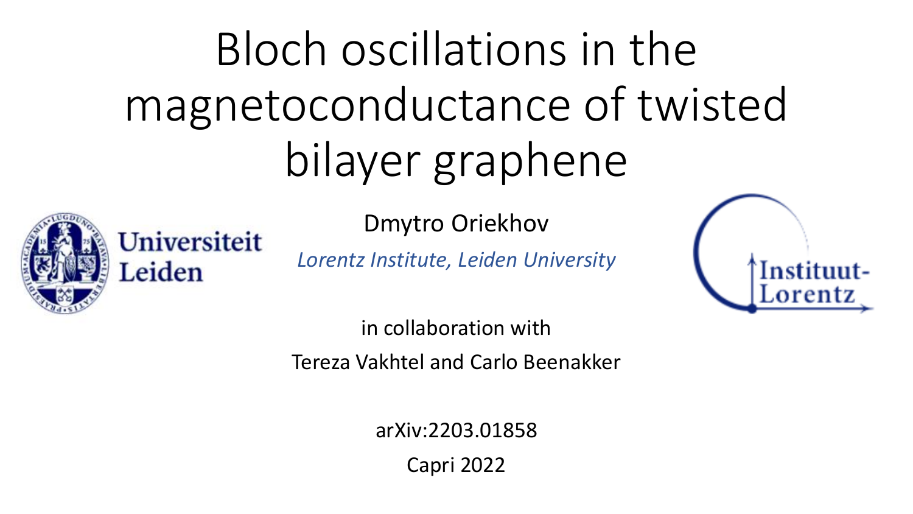# Bloch oscillations in the magnetoconductance of twisted bilayer graphene

Universiteit Leiden

Dmytro Oriekhov

*Lorentz Institute, Leiden University*

Instituut-Lorentz

in collaboration with

Tereza Vakhtel and Carlo Beenakker

arXiv:2203.01858

Capri 2022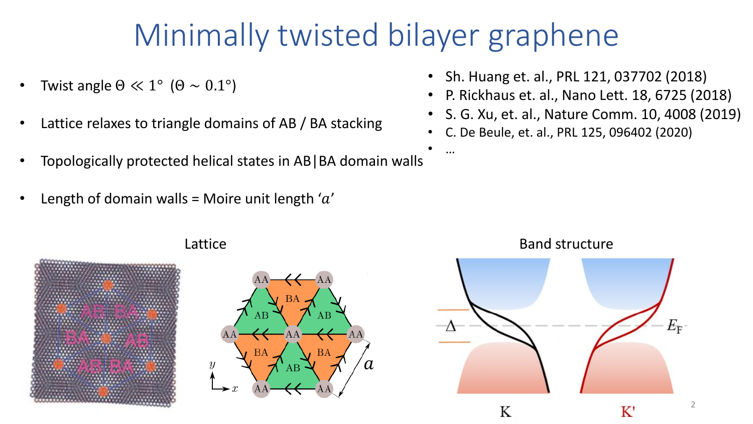# Minimally twisted bilayer graphene

- Twist angle $\Theta \ll 1°$ ($\Theta \sim 0.1°$)
- Lattice relaxes to triangle domains of AB / BA stacking
- Topologically protected helical states in AB|BA domain walls
- Length of domain walls = Moire unit length '$a$'

- Sh. Huang et. al., PRL 121, 037702 (2018)
- P. Rickhaus et. al., Nano Lett. 18, 6725 (2018)
- S. G. Xu, et. al., Nature Comm. 10, 4008 (2019)
- C. De Beule, et. al., PRL 125, 096402 (2020)
- …

Lattice

Band structure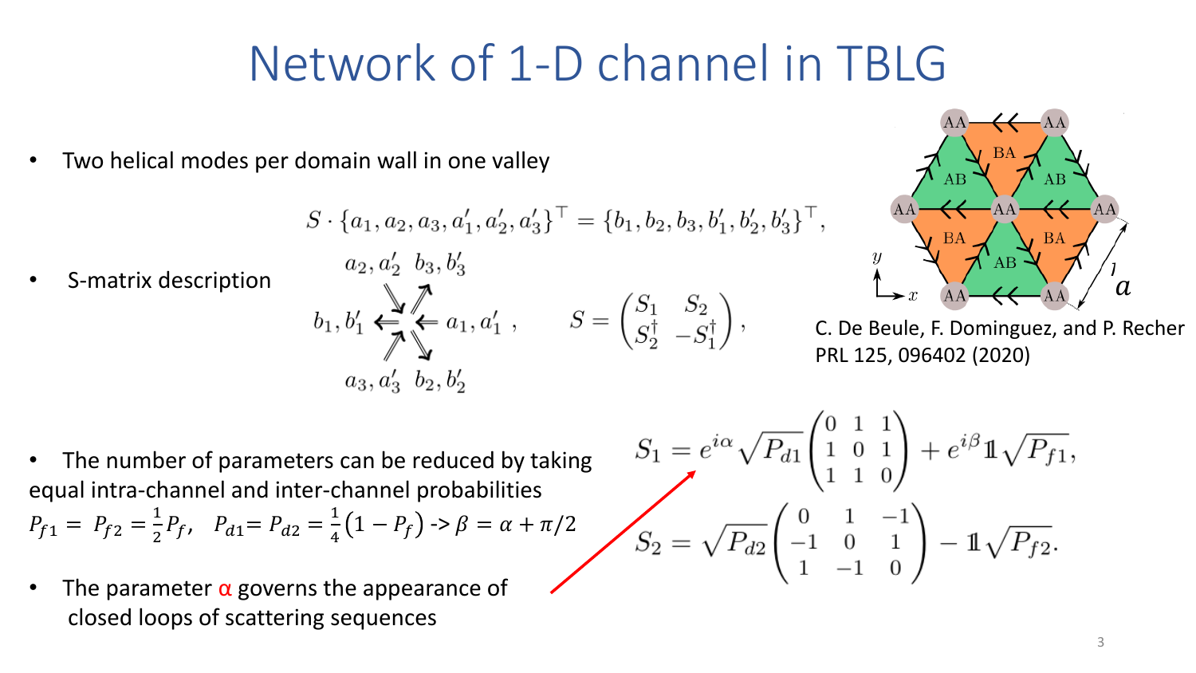# Network of 1-D channel in TBLG

- Two helical modes per domain wall in one valley

$$S \cdot \{a_1, a_2, a_3, a'_1, a'_2, a'_3\}^\top = \{b_1, b_2, b_3, b'_1, b'_2, b'_3\}^\top,$$

- S-matrix description

$$S = \begin{pmatrix} S_1 & S_2 \\ S_2^\dagger & -S_1^\dagger \end{pmatrix},$$

C. De Beule, F. Dominguez, and P. Recher PRL 125, 096402 (2020)

- The number of parameters can be reduced by taking equal intra-channel and inter-channel probabilities $P_{f1} = P_{f2} = \frac{1}{2}P_f$, $P_{d1} = P_{d2} = \frac{1}{4}(1 - P_f)$ -> $\beta = \alpha + \pi/2$

$$S_1 = e^{i\alpha}\sqrt{P_{d1}}\begin{pmatrix} 0 & 1 & 1 \\ 1 & 0 & 1 \\ 1 & 1 & 0 \end{pmatrix} + e^{i\beta}\mathbb{1}\sqrt{P_{f1}},$$

$$S_2 = \sqrt{P_{d2}}\begin{pmatrix} 0 & 1 & -1 \\ -1 & 0 & 1 \\ 1 & -1 & 0 \end{pmatrix} - \mathbb{1}\sqrt{P_{f2}}.$$

- The parameter $\alpha$ governs the appearance of closed loops of scattering sequences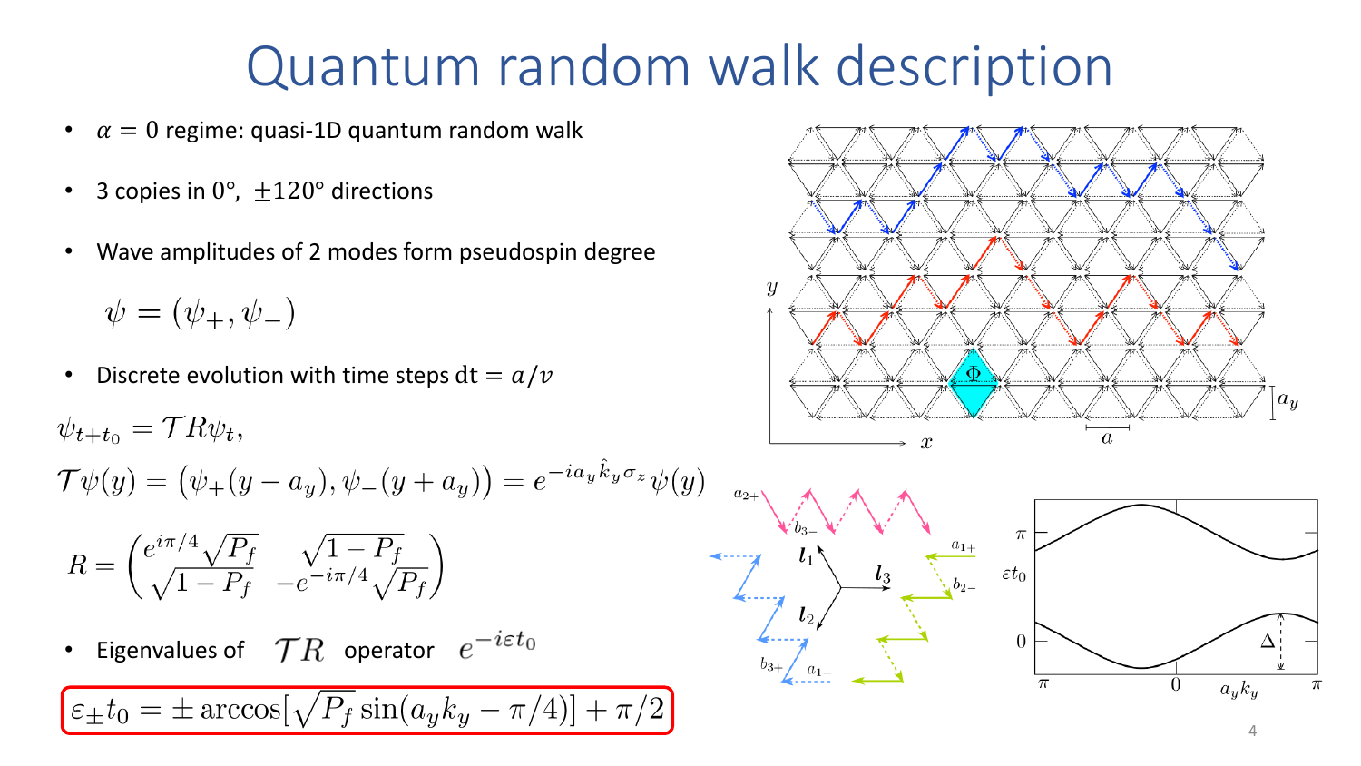# Quantum random walk description

- $\alpha = 0$ regime: quasi-1D quantum random walk
- 3 copies in $0°$, $\pm 120°$ directions
- Wave amplitudes of 2 modes form pseudospin degree

$$\psi = (\psi_+, \psi_-)$$

- Discrete evolution with time steps $\mathrm{dt} = a/v$

$$\psi_{t+t_0} = \mathcal{T} R \psi_t,$$

$$\mathcal{T}\psi(y) = \big(\psi_+(y - a_y), \psi_-(y + a_y)\big) = e^{-i a_y \hat{k}_y \sigma_z}\psi(y)$$

$$R = \begin{pmatrix} e^{i\pi/4}\sqrt{P_f} & \sqrt{1-P_f} \\ \sqrt{1-P_f} & -e^{-i\pi/4}\sqrt{P_f} \end{pmatrix}$$

- Eigenvalues of $\mathcal{T}R$ operator $e^{-i\varepsilon t_0}$

$$\boxed{\varepsilon_\pm t_0 = \pm \arccos[\sqrt{P_f}\sin(a_y k_y - \pi/4)] + \pi/2}$$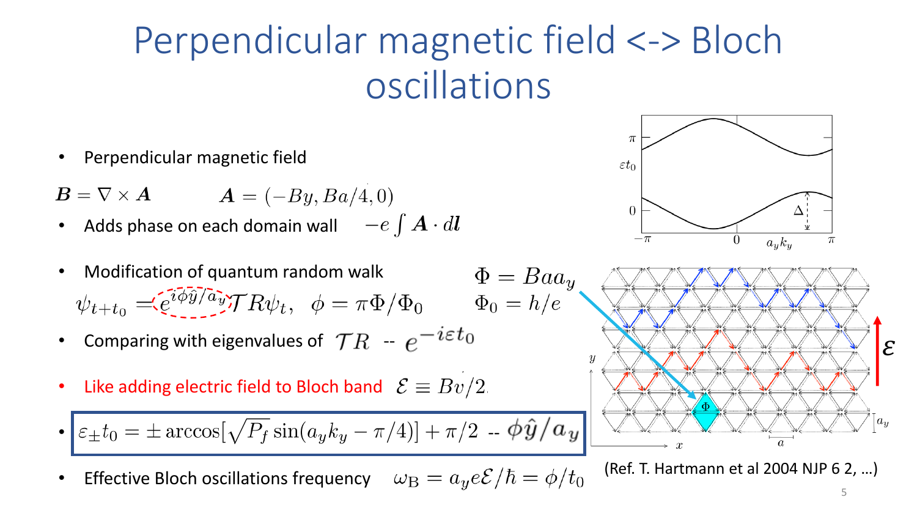# Perpendicular magnetic field <-> Bloch oscillations

- Perpendicular magnetic field

$$\boldsymbol{B} = \nabla \times \boldsymbol{A} \qquad \boldsymbol{A} = (-By, Ba/4, 0)$$

- Adds phase on each domain wall $\quad -e\int \boldsymbol{A}\cdot d\boldsymbol{l}$

- Modification of quantum random walk

$$\psi_{t+t_0} = e^{i\phi\hat{y}/a_y}\mathcal{T}R\psi_t, \quad \phi = \pi\Phi/\Phi_0 \qquad \Phi = Baa_y \qquad \Phi_0 = h/e$$

- Comparing with eigenvalues of $\mathcal{T}R$ -- $e^{-i\varepsilon t_0}$

- Like adding electric field to Bloch band $\quad \mathcal{E} \equiv Bv/2$

- $\varepsilon_\pm t_0 = \pm\arccos[\sqrt{P_f}\sin(a_y k_y - \pi/4)] + \pi/2$ -- $\phi\hat{y}/a_y$

- Effective Bloch oscillations frequency $\quad \omega_{\mathrm{B}} = a_y e\mathcal{E}/\hbar = \phi/t_0$

(Ref. T. Hartmann et al 2004 NJP 6 2, …)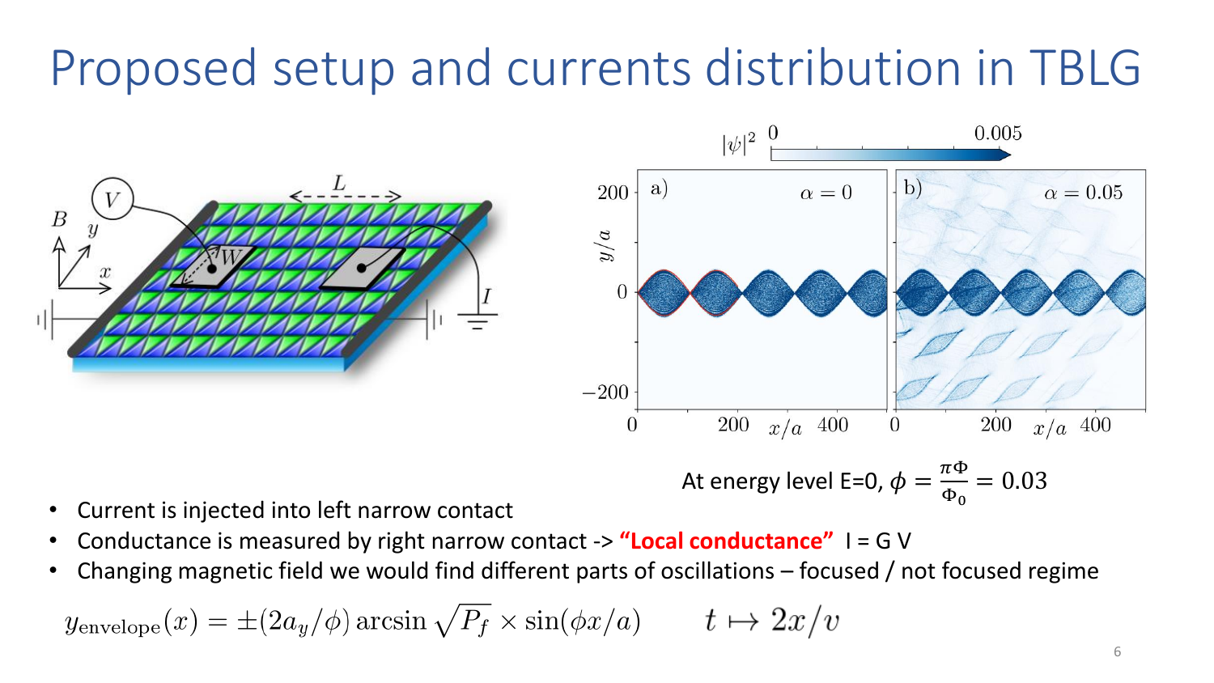# Proposed setup and currents distribution in TBLG

At energy level E=0, $\phi = \frac{\pi\Phi}{\Phi_0} = 0.03$

- Current is injected into left narrow contact
- Conductance is measured by right narrow contact -> **"Local conductance"** I = G V
- Changing magnetic field we would find different parts of oscillations – focused / not focused regime

$$y_{\text{envelope}}(x) = \pm(2a_y/\phi)\arcsin\sqrt{P_f} \times \sin(\phi x/a) \qquad t \mapsto 2x/v$$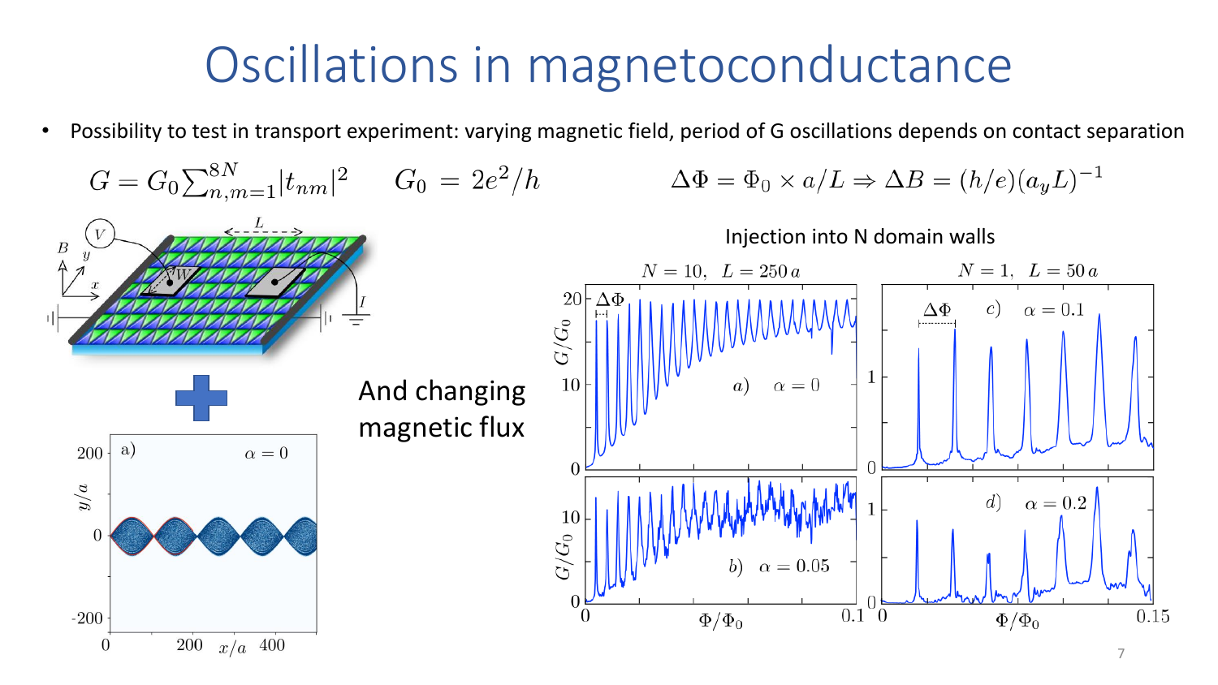# Oscillations in magnetoconductance

- Possibility to test in transport experiment: varying magnetic field, period of G oscillations depends on contact separation

$$G = G_0 \sum_{n,m=1}^{8N} |t_{nm}|^2 \qquad G_0 = 2e^2/h$$

$$\Delta\Phi = \Phi_0 \times a/L \Rightarrow \Delta B = (h/e)(a_y L)^{-1}$$

And changing magnetic flux

Injection into N domain walls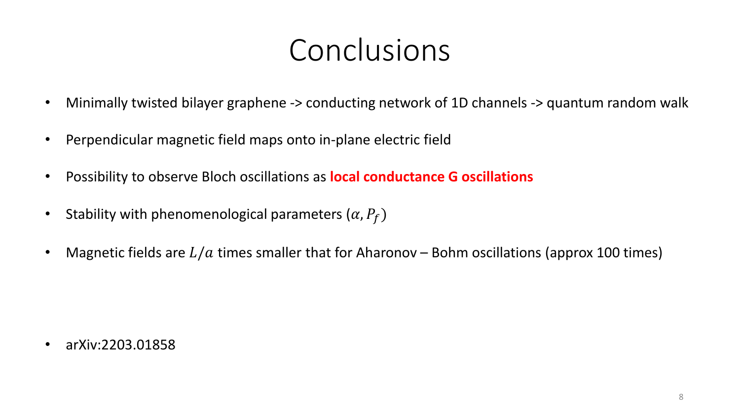# Conclusions

- Minimally twisted bilayer graphene -> conducting network of 1D channels -> quantum random walk
- Perpendicular magnetic field maps onto in-plane electric field
- Possibility to observe Bloch oscillations as **local conductance G oscillations**
- Stability with phenomenological parameters $(\alpha, P_f)$
- Magnetic fields are $L/a$ times smaller that for Aharonov – Bohm oscillations (approx 100 times)

- arXiv:2203.01858